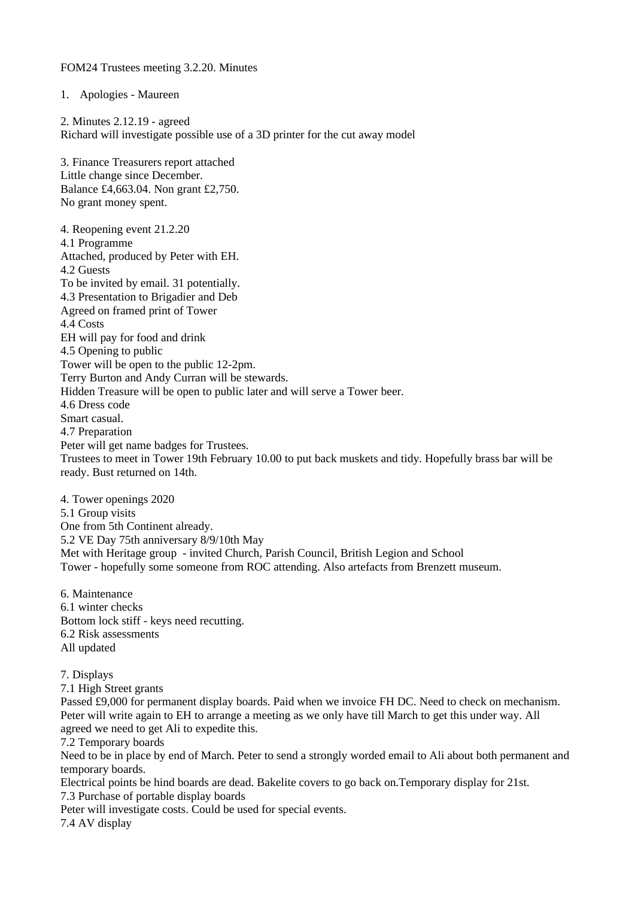FOM24 Trustees meeting 3.2.20. Minutes

1. Apologies - Maureen

2. Minutes 2.12.19 - agreed
Richard will investigate possible use of a 3D printer for the cut away model

3. Finance Treasurers report attached
Little change since December.
Balance £4,663.04. Non grant £2,750.
No grant money spent.

4. Reopening event 21.2.20
4.1 Programme
Attached, produced by Peter with EH.
4.2 Guests
To be invited by email. 31 potentially.
4.3 Presentation to Brigadier and Deb
Agreed on framed print of Tower
4.4 Costs
EH will pay for food and drink
4.5 Opening to public
Tower will be open to the public 12-2pm.
Terry Burton and Andy Curran will be stewards.
Hidden Treasure will be open to public later and will serve a Tower beer.
4.6 Dress code
Smart casual.
4.7 Preparation
Peter will get name badges for Trustees.
Trustees to meet in Tower 19th February 10.00 to put back muskets and tidy. Hopefully brass bar will be ready. Bust returned on 14th.

4. Tower openings 2020
5.1 Group visits
One from 5th Continent already.
5.2 VE Day 75th anniversary 8/9/10th May
Met with Heritage group - invited Church, Parish Council, British Legion and School
Tower - hopefully some someone from ROC attending. Also artefacts from Brenzett museum.

6. Maintenance
6.1 winter checks
Bottom lock stiff - keys need recutting.
6.2 Risk assessments
All updated

7. Displays
7.1 High Street grants
Passed £9,000 for permanent display boards. Paid when we invoice FH DC. Need to check on mechanism. Peter will write again to EH to arrange a meeting as we only have till March to get this under way. All agreed we need to get Ali to expedite this.
7.2 Temporary boards
Need to be in place by end of March. Peter to send a strongly worded email to Ali about both permanent and temporary boards.
Electrical points be hind boards are dead. Bakelite covers to go back on.Temporary display for 21st.
7.3 Purchase of portable display boards
Peter will investigate costs. Could be used for special events.
7.4 AV display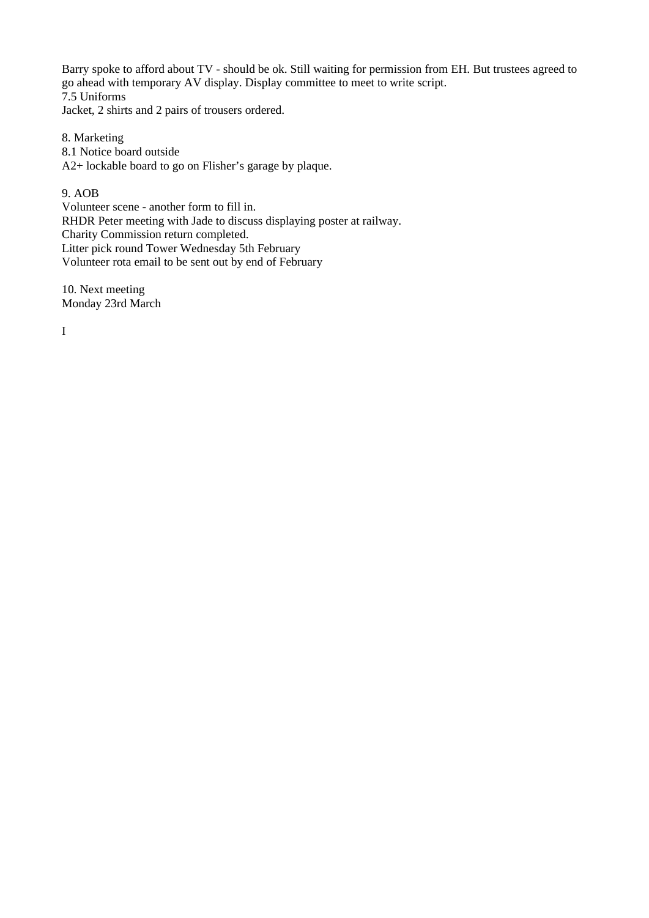Barry spoke to afford about TV - should be ok. Still waiting for permission from EH. But trustees agreed to go ahead with temporary AV display. Display committee to meet to write script.

7.5 Uniforms

Jacket, 2 shirts and 2 pairs of trousers ordered.

8. Marketing

8.1 Notice board outside

A2+ lockable board to go on Flisher's garage by plaque.

9. AOB

Volunteer scene - another form to fill in.

RHDR Peter meeting with Jade to discuss displaying poster at railway.

Charity Commission return completed.

Litter pick round Tower Wednesday 5th February

Volunteer rota email to be sent out by end of February

10. Next meeting

Monday 23rd March

I